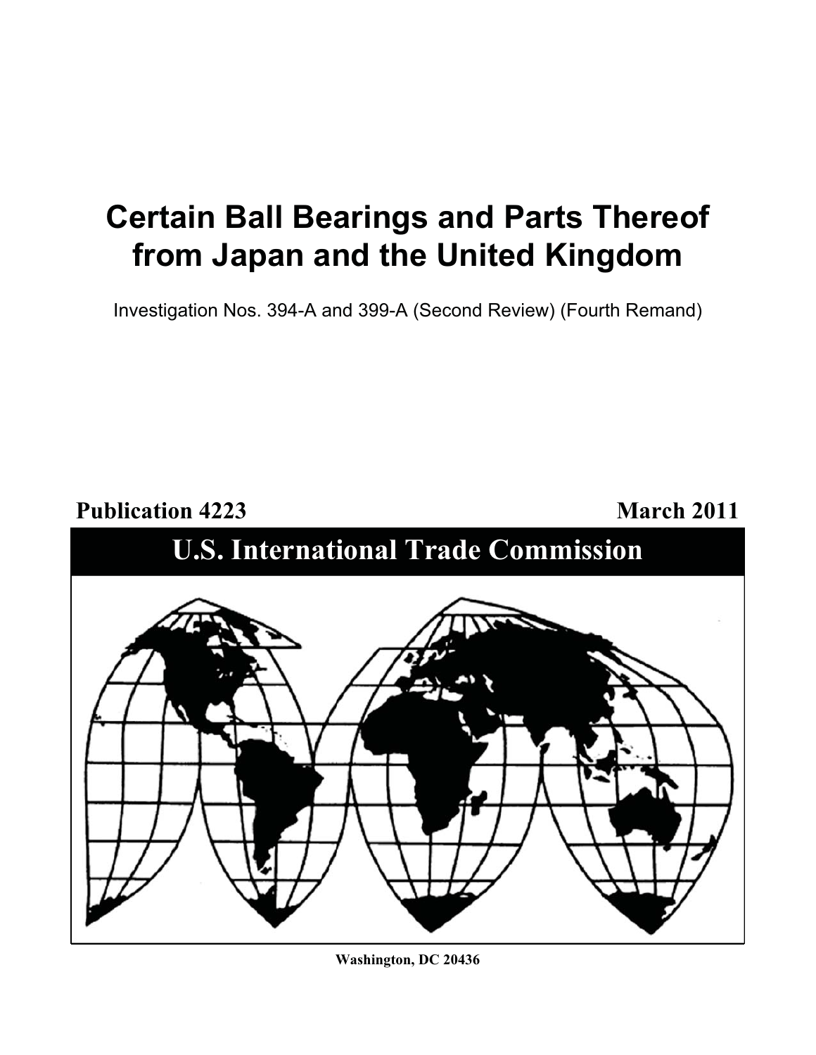# Certain Ball Bearings and Parts Thereof from Japan and the United Kingdom

Investigation Nos. 394-A and 399-A (Second Review) (Fourth Remand)

**Publication 4223** **March 2011**

## U.S. International Trade Commission

**Washington, DC 20436**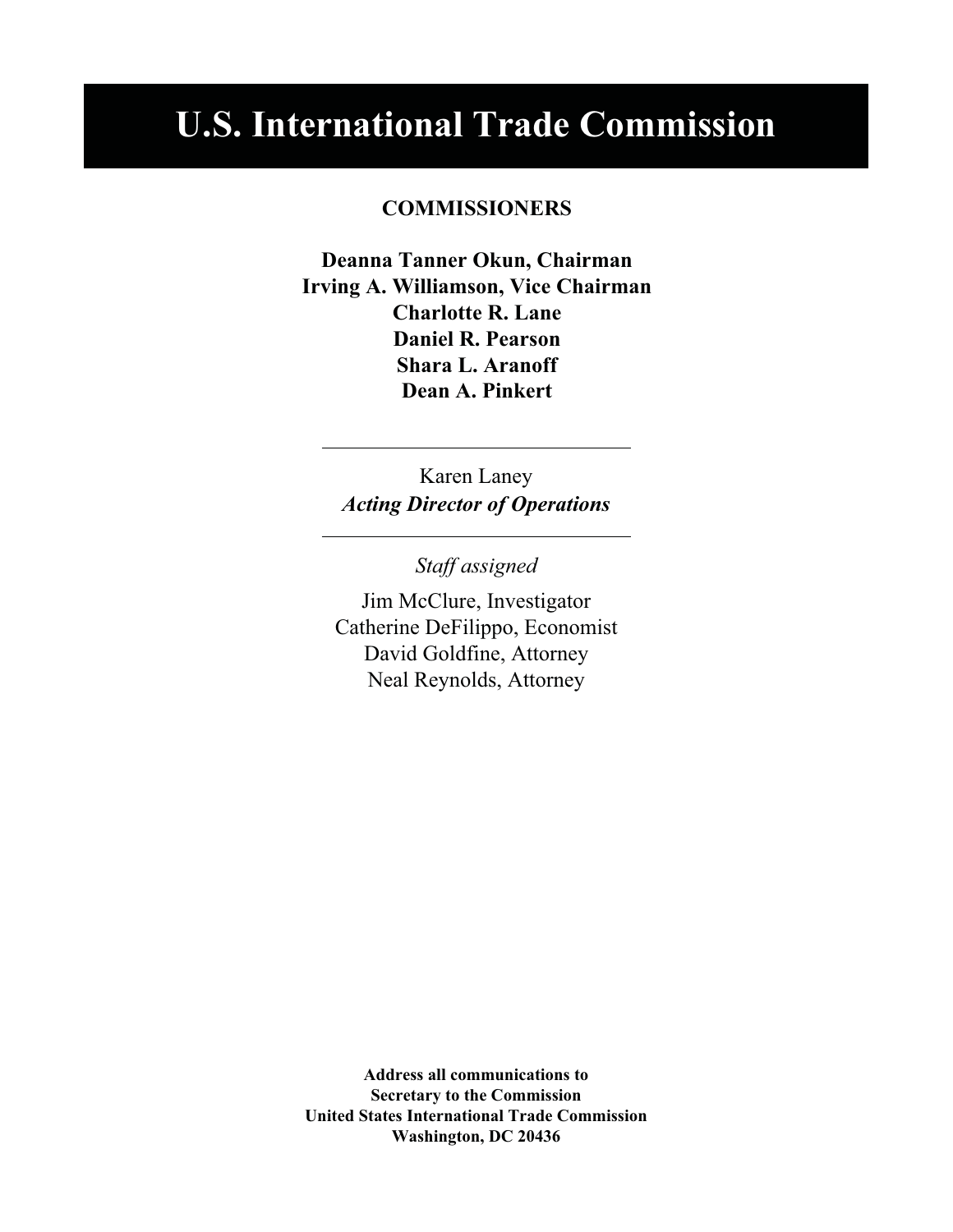# U.S. International Trade Commission

**COMMISSIONERS**

**Deanna Tanner Okun, Chairman**
**Irving A. Williamson, Vice Chairman**
**Charlotte R. Lane**
**Daniel R. Pearson**
**Shara L. Aranoff**
**Dean A. Pinkert**

---

Karen Laney
***Acting Director of Operations***

---

*Staff assigned*

Jim McClure, Investigator
Catherine DeFilippo, Economist
David Goldfine, Attorney
Neal Reynolds, Attorney

**Address all communications to**
**Secretary to the Commission**
**United States International Trade Commission**
**Washington, DC 20436**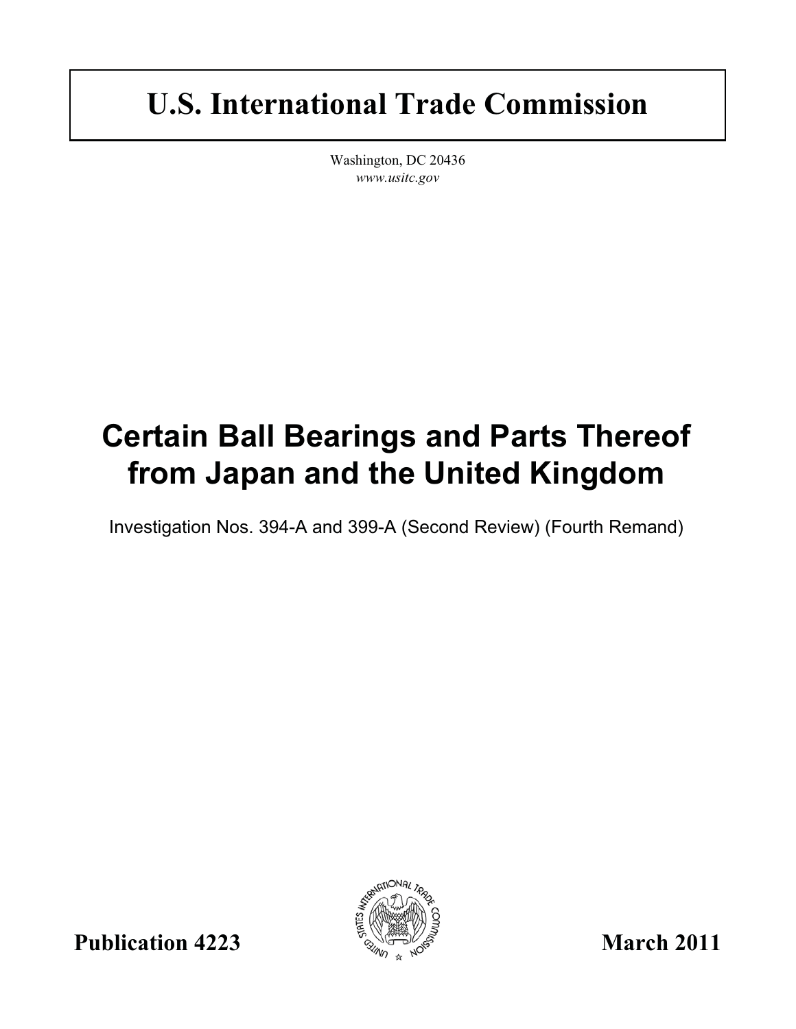# U.S. International Trade Commission

Washington, DC 20436
*www.usitc.gov*

# Certain Ball Bearings and Parts Thereof from Japan and the United Kingdom

Investigation Nos. 394-A and 399-A (Second Review) (Fourth Remand)

**Publication 4223** **March 2011**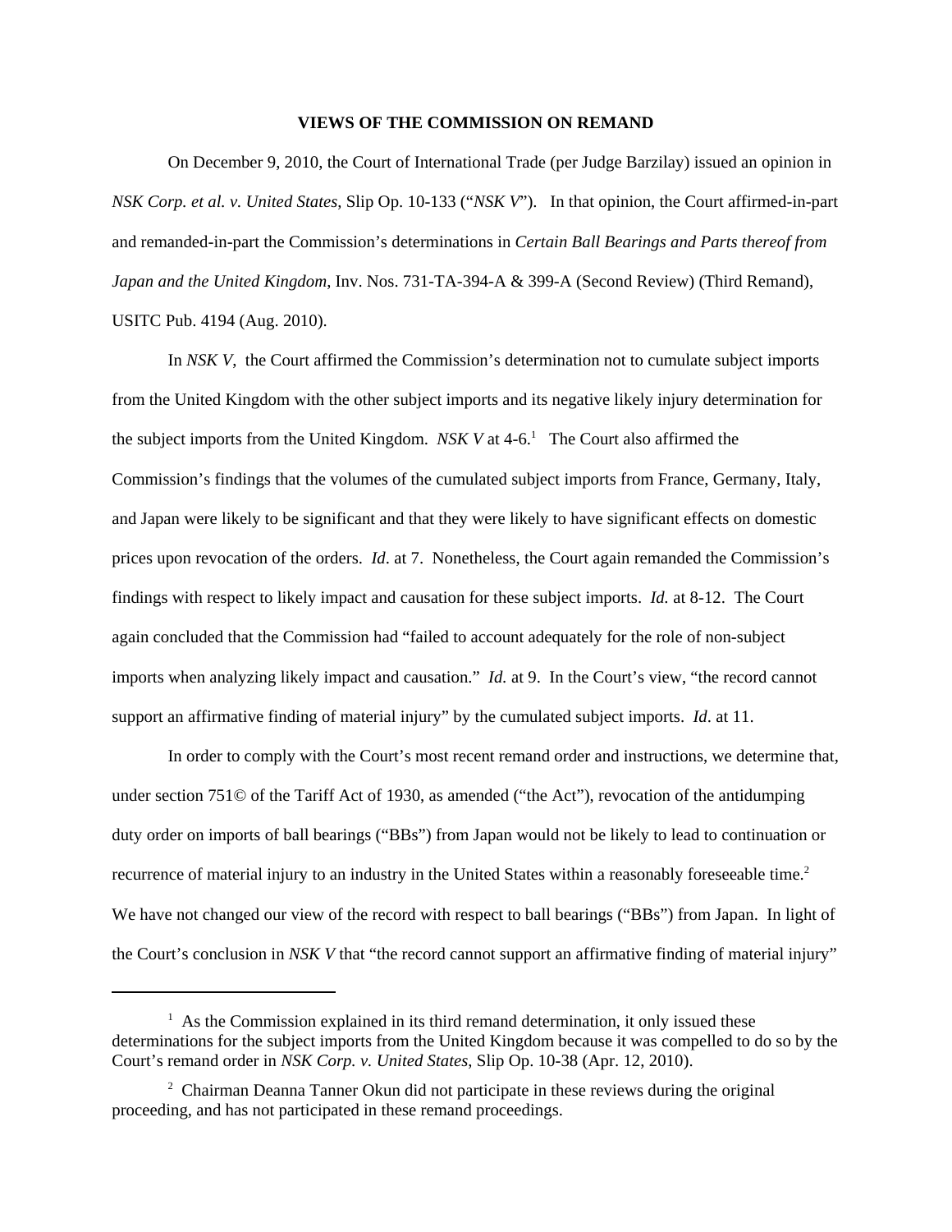## VIEWS OF THE COMMISSION ON REMAND

On December 9, 2010, the Court of International Trade (per Judge Barzilay) issued an opinion in *NSK Corp. et al. v. United States*, Slip Op. 10-133 ("*NSK V*"). In that opinion, the Court affirmed-in-part and remanded-in-part the Commission's determinations in *Certain Ball Bearings and Parts thereof from Japan and the United Kingdom*, Inv. Nos. 731-TA-394-A & 399-A (Second Review) (Third Remand), USITC Pub. 4194 (Aug. 2010).

In *NSK V*, the Court affirmed the Commission's determination not to cumulate subject imports from the United Kingdom with the other subject imports and its negative likely injury determination for the subject imports from the United Kingdom. *NSK V* at 4-6.[1] The Court also affirmed the Commission's findings that the volumes of the cumulated subject imports from France, Germany, Italy, and Japan were likely to be significant and that they were likely to have significant effects on domestic prices upon revocation of the orders. *Id*. at 7. Nonetheless, the Court again remanded the Commission's findings with respect to likely impact and causation for these subject imports. *Id.* at 8-12. The Court again concluded that the Commission had "failed to account adequately for the role of non-subject imports when analyzing likely impact and causation." *Id.* at 9. In the Court's view, "the record cannot support an affirmative finding of material injury" by the cumulated subject imports. *Id*. at 11.

In order to comply with the Court's most recent remand order and instructions, we determine that, under section 751© of the Tariff Act of 1930, as amended ("the Act"), revocation of the antidumping duty order on imports of ball bearings ("BBs") from Japan would not be likely to lead to continuation or recurrence of material injury to an industry in the United States within a reasonably foreseeable time.[2] We have not changed our view of the record with respect to ball bearings ("BBs") from Japan. In light of the Court's conclusion in *NSK V* that "the record cannot support an affirmative finding of material injury"

---

[1] As the Commission explained in its third remand determination, it only issued these determinations for the subject imports from the United Kingdom because it was compelled to do so by the Court's remand order in *NSK Corp. v. United States*, Slip Op. 10-38 (Apr. 12, 2010).

[2] Chairman Deanna Tanner Okun did not participate in these reviews during the original proceeding, and has not participated in these remand proceedings.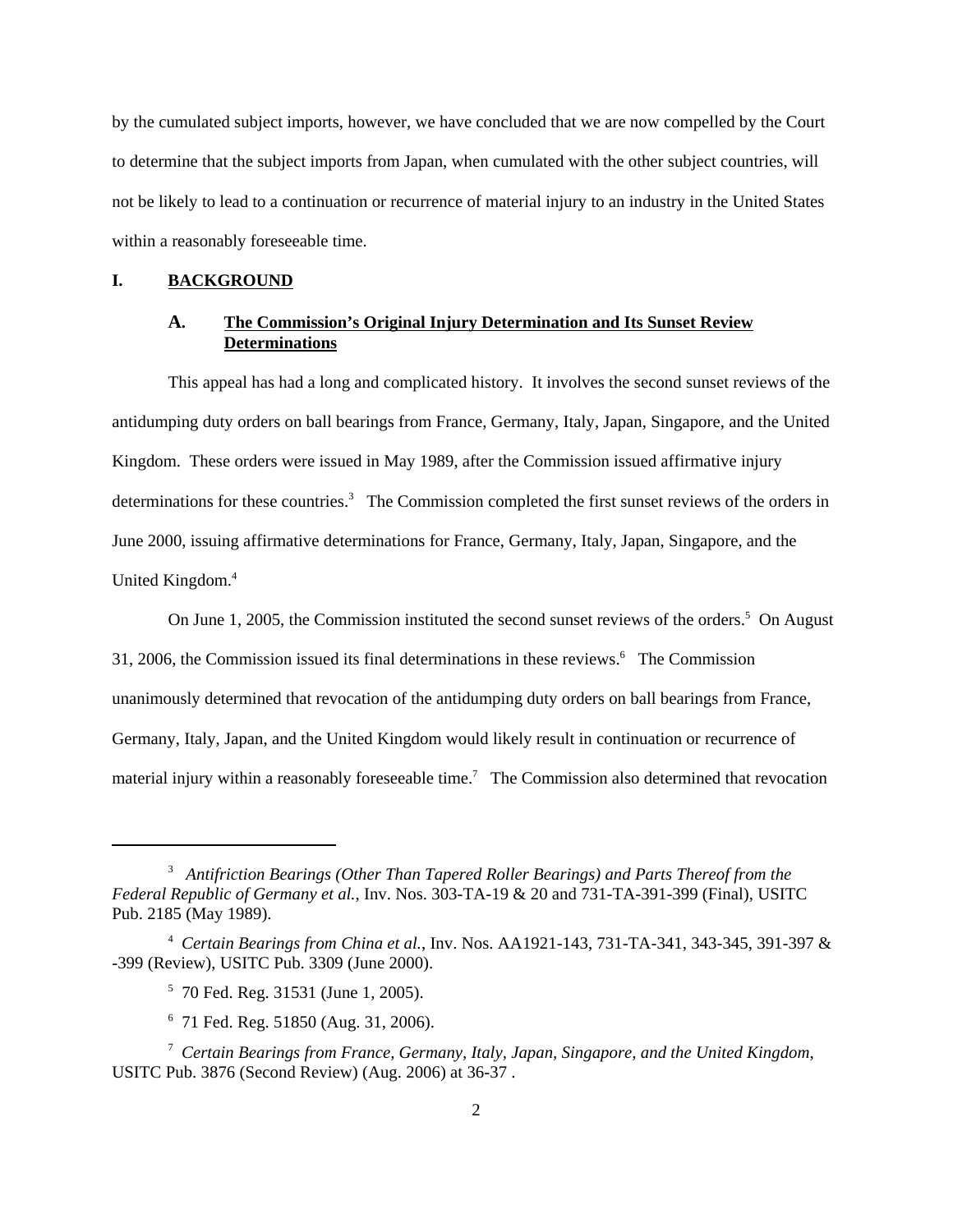by the cumulated subject imports, however, we have concluded that we are now compelled by the Court to determine that the subject imports from Japan, when cumulated with the other subject countries, will not be likely to lead to a continuation or recurrence of material injury to an industry in the United States within a reasonably foreseeable time.

## I. BACKGROUND

### A. The Commission's Original Injury Determination and Its Sunset Review Determinations

This appeal has had a long and complicated history. It involves the second sunset reviews of the antidumping duty orders on ball bearings from France, Germany, Italy, Japan, Singapore, and the United Kingdom. These orders were issued in May 1989, after the Commission issued affirmative injury determinations for these countries.[3] The Commission completed the first sunset reviews of the orders in June 2000, issuing affirmative determinations for France, Germany, Italy, Japan, Singapore, and the United Kingdom.[4]

On June 1, 2005, the Commission instituted the second sunset reviews of the orders.[5] On August 31, 2006, the Commission issued its final determinations in these reviews.[6] The Commission unanimously determined that revocation of the antidumping duty orders on ball bearings from France, Germany, Italy, Japan, and the United Kingdom would likely result in continuation or recurrence of material injury within a reasonably foreseeable time.[7] The Commission also determined that revocation

---

[3] *Antifriction Bearings (Other Than Tapered Roller Bearings) and Parts Thereof from the Federal Republic of Germany et al.*, Inv. Nos. 303-TA-19 & 20 and 731-TA-391-399 (Final), USITC Pub. 2185 (May 1989).

[4] *Certain Bearings from China et al.*, Inv. Nos. AA1921-143, 731-TA-341, 343-345, 391-397 & -399 (Review), USITC Pub. 3309 (June 2000).

[5] 70 Fed. Reg. 31531 (June 1, 2005).

[6] 71 Fed. Reg. 51850 (Aug. 31, 2006).

[7] *Certain Bearings from France, Germany, Italy, Japan, Singapore, and the United Kingdom*, USITC Pub. 3876 (Second Review) (Aug. 2006) at 36-37 .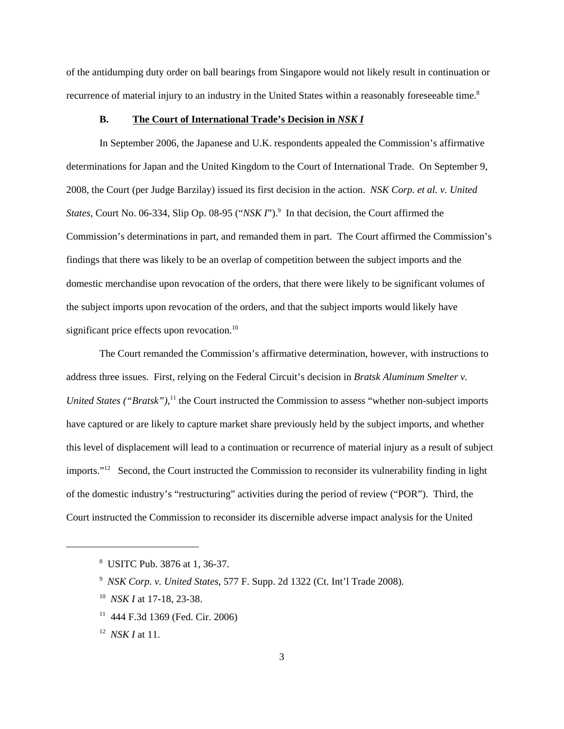of the antidumping duty order on ball bearings from Singapore would not likely result in continuation or recurrence of material injury to an industry in the United States within a reasonably foreseeable time.[8]

### B. The Court of International Trade's Decision in *NSK I*

In September 2006, the Japanese and U.K. respondents appealed the Commission's affirmative determinations for Japan and the United Kingdom to the Court of International Trade. On September 9, 2008, the Court (per Judge Barzilay) issued its first decision in the action. *NSK Corp. et al. v. United States*, Court No. 06-334, Slip Op. 08-95 ("*NSK I*").[9] In that decision, the Court affirmed the Commission's determinations in part, and remanded them in part. The Court affirmed the Commission's findings that there was likely to be an overlap of competition between the subject imports and the domestic merchandise upon revocation of the orders, that there were likely to be significant volumes of the subject imports upon revocation of the orders, and that the subject imports would likely have significant price effects upon revocation.[10]

The Court remanded the Commission's affirmative determination, however, with instructions to address three issues. First, relying on the Federal Circuit's decision in *Bratsk Aluminum Smelter v. United States ("Bratsk")*,[11] the Court instructed the Commission to assess "whether non-subject imports have captured or are likely to capture market share previously held by the subject imports, and whether this level of displacement will lead to a continuation or recurrence of material injury as a result of subject imports."[12] Second, the Court instructed the Commission to reconsider its vulnerability finding in light of the domestic industry's "restructuring" activities during the period of review ("POR"). Third, the Court instructed the Commission to reconsider its discernible adverse impact analysis for the United

---

[8] USITC Pub. 3876 at 1, 36-37.

[9] *NSK Corp. v. United States*, 577 F. Supp. 2d 1322 (Ct. Int'l Trade 2008).

[10] *NSK I* at 17-18, 23-38.

[11] 444 F.3d 1369 (Fed. Cir. 2006)

[12] *NSK I* at 11.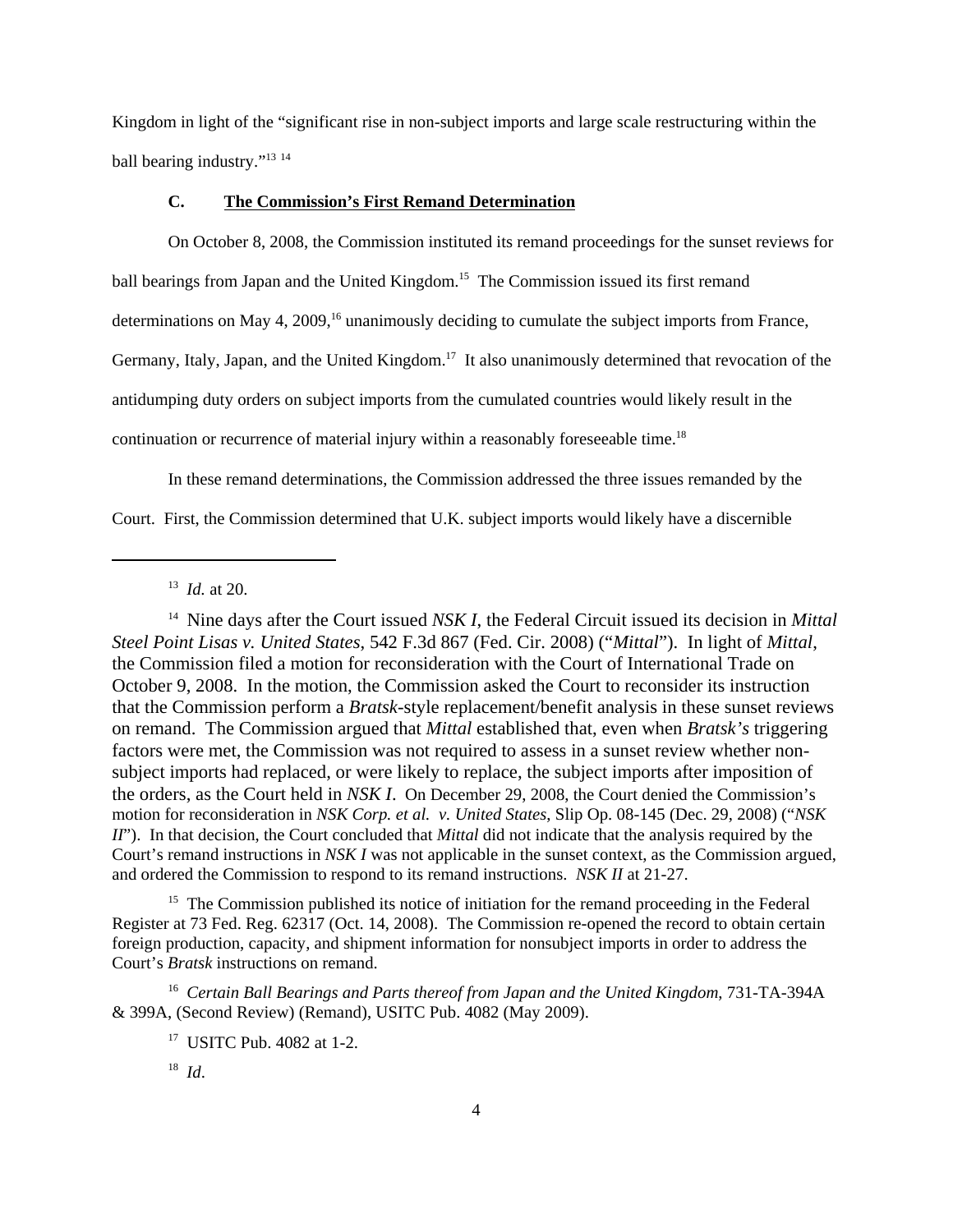Kingdom in light of the "significant rise in non-subject imports and large scale restructuring within the ball bearing industry."[13] [14]

### C. The Commission's First Remand Determination

On October 8, 2008, the Commission instituted its remand proceedings for the sunset reviews for ball bearings from Japan and the United Kingdom.[15] The Commission issued its first remand determinations on May 4, 2009,[16] unanimously deciding to cumulate the subject imports from France, Germany, Italy, Japan, and the United Kingdom.[17] It also unanimously determined that revocation of the antidumping duty orders on subject imports from the cumulated countries would likely result in the continuation or recurrence of material injury within a reasonably foreseeable time.[18]

In these remand determinations, the Commission addressed the three issues remanded by the Court. First, the Commission determined that U.K. subject imports would likely have a discernible

---

[13] *Id.* at 20.

[14] Nine days after the Court issued *NSK I*, the Federal Circuit issued its decision in *Mittal Steel Point Lisas v. United States*, 542 F.3d 867 (Fed. Cir. 2008) ("*Mittal*"). In light of *Mittal*, the Commission filed a motion for reconsideration with the Court of International Trade on October 9, 2008. In the motion, the Commission asked the Court to reconsider its instruction that the Commission perform a *Bratsk*-style replacement/benefit analysis in these sunset reviews on remand. The Commission argued that *Mittal* established that, even when *Bratsk's* triggering factors were met, the Commission was not required to assess in a sunset review whether non-subject imports had replaced, or were likely to replace, the subject imports after imposition of the orders, as the Court held in *NSK I*. On December 29, 2008, the Court denied the Commission's motion for reconsideration in *NSK Corp. et al. v. United States,* Slip Op. 08-145 (Dec. 29, 2008) ("*NSK II*"). In that decision, the Court concluded that *Mittal* did not indicate that the analysis required by the Court's remand instructions in *NSK I* was not applicable in the sunset context, as the Commission argued, and ordered the Commission to respond to its remand instructions. *NSK II* at 21-27.

[15] The Commission published its notice of initiation for the remand proceeding in the Federal Register at 73 Fed. Reg. 62317 (Oct. 14, 2008). The Commission re-opened the record to obtain certain foreign production, capacity, and shipment information for nonsubject imports in order to address the Court's *Bratsk* instructions on remand.

[16] *Certain Ball Bearings and Parts thereof from Japan and the United Kingdom*, 731-TA-394A & 399A, (Second Review) (Remand), USITC Pub. 4082 (May 2009).

[17] USITC Pub. 4082 at 1-2.

[18] *Id*.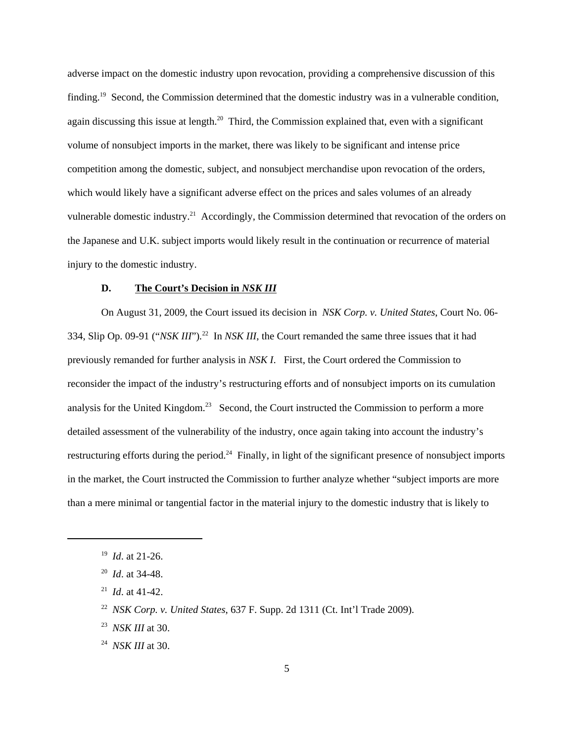adverse impact on the domestic industry upon revocation, providing a comprehensive discussion of this finding.[19] Second, the Commission determined that the domestic industry was in a vulnerable condition, again discussing this issue at length.[20] Third, the Commission explained that, even with a significant volume of nonsubject imports in the market, there was likely to be significant and intense price competition among the domestic, subject, and nonsubject merchandise upon revocation of the orders, which would likely have a significant adverse effect on the prices and sales volumes of an already vulnerable domestic industry.[21] Accordingly, the Commission determined that revocation of the orders on the Japanese and U.K. subject imports would likely result in the continuation or recurrence of material injury to the domestic industry.

### D. **The Court's Decision in *NSK III***

On August 31, 2009, the Court issued its decision in *NSK Corp. v. United States*, Court No. 06-334, Slip Op. 09-91 ("*NSK III*").[22] In *NSK III,* the Court remanded the same three issues that it had previously remanded for further analysis in *NSK I*. First, the Court ordered the Commission to reconsider the impact of the industry's restructuring efforts and of nonsubject imports on its cumulation analysis for the United Kingdom.[23] Second, the Court instructed the Commission to perform a more detailed assessment of the vulnerability of the industry, once again taking into account the industry's restructuring efforts during the period.[24] Finally, in light of the significant presence of nonsubject imports in the market, the Court instructed the Commission to further analyze whether "subject imports are more than a mere minimal or tangential factor in the material injury to the domestic industry that is likely to

---

[19] *Id*. at 21-26.

[20] *Id*. at 34-48.

[21] *Id*. at 41-42.

[22] *NSK Corp. v. United States*, 637 F. Supp. 2d 1311 (Ct. Int'l Trade 2009).

[23] *NSK III* at 30.

[24] *NSK III* at 30.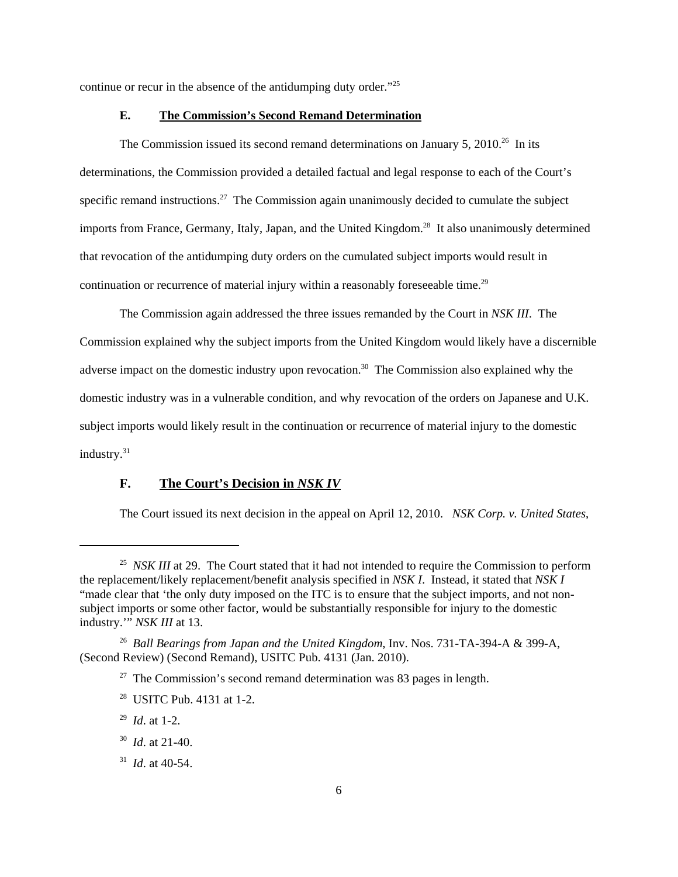continue or recur in the absence of the antidumping duty order."[25]

### E. The Commission's Second Remand Determination

The Commission issued its second remand determinations on January 5, 2010.[26] In its determinations, the Commission provided a detailed factual and legal response to each of the Court's specific remand instructions.[27] The Commission again unanimously decided to cumulate the subject imports from France, Germany, Italy, Japan, and the United Kingdom.[28] It also unanimously determined that revocation of the antidumping duty orders on the cumulated subject imports would result in continuation or recurrence of material injury within a reasonably foreseeable time.[29]

The Commission again addressed the three issues remanded by the Court in *NSK III*. The Commission explained why the subject imports from the United Kingdom would likely have a discernible adverse impact on the domestic industry upon revocation.[30] The Commission also explained why the domestic industry was in a vulnerable condition, and why revocation of the orders on Japanese and U.K. subject imports would likely result in the continuation or recurrence of material injury to the domestic industry.[31]

### F. The Court's Decision in *NSK IV*

The Court issued its next decision in the appeal on April 12, 2010. *NSK Corp. v. United States*,

---

[25] *NSK III* at 29. The Court stated that it had not intended to require the Commission to perform the replacement/likely replacement/benefit analysis specified in *NSK I*. Instead, it stated that *NSK I* "made clear that 'the only duty imposed on the ITC is to ensure that the subject imports, and not non-subject imports or some other factor, would be substantially responsible for injury to the domestic industry.'" *NSK III* at 13.

[26] *Ball Bearings from Japan and the United Kingdom*, Inv. Nos. 731-TA-394-A & 399-A, (Second Review) (Second Remand), USITC Pub. 4131 (Jan. 2010).

[27] The Commission's second remand determination was 83 pages in length.

[28] USITC Pub. 4131 at 1-2.

[29] *Id*. at 1-2.

[30] *Id*. at 21-40.

[31] *Id*. at 40-54.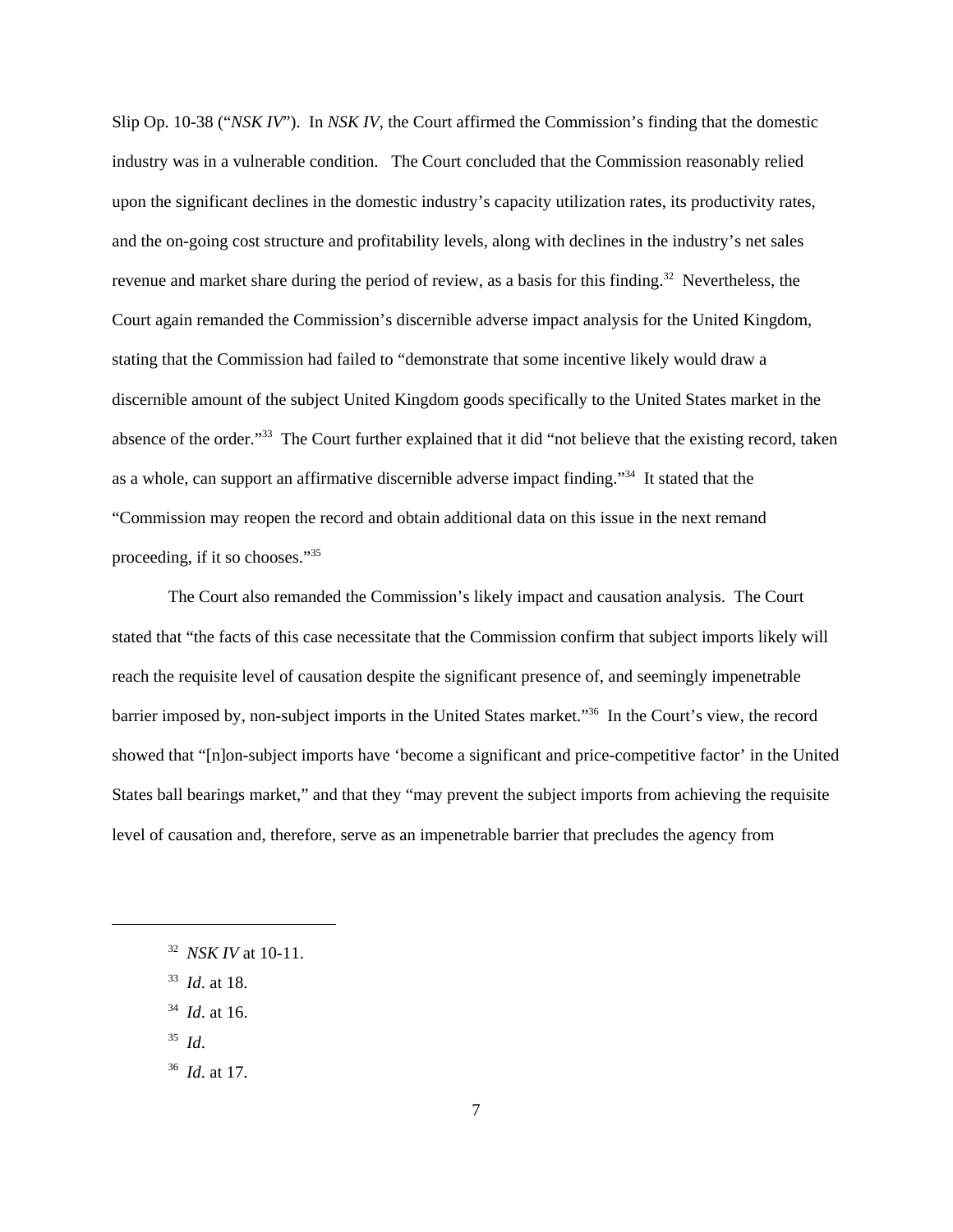Slip Op. 10-38 ("*NSK IV*"). In *NSK IV*, the Court affirmed the Commission's finding that the domestic industry was in a vulnerable condition. The Court concluded that the Commission reasonably relied upon the significant declines in the domestic industry's capacity utilization rates, its productivity rates, and the on-going cost structure and profitability levels, along with declines in the industry's net sales revenue and market share during the period of review, as a basis for this finding.[32] Nevertheless, the Court again remanded the Commission's discernible adverse impact analysis for the United Kingdom, stating that the Commission had failed to "demonstrate that some incentive likely would draw a discernible amount of the subject United Kingdom goods specifically to the United States market in the absence of the order."[33] The Court further explained that it did "not believe that the existing record, taken as a whole, can support an affirmative discernible adverse impact finding."[34] It stated that the "Commission may reopen the record and obtain additional data on this issue in the next remand proceeding, if it so chooses."[35]

The Court also remanded the Commission's likely impact and causation analysis. The Court stated that "the facts of this case necessitate that the Commission confirm that subject imports likely will reach the requisite level of causation despite the significant presence of, and seemingly impenetrable barrier imposed by, non-subject imports in the United States market."[36] In the Court's view, the record showed that "[n]on-subject imports have 'become a significant and price-competitive factor' in the United States ball bearings market," and that they "may prevent the subject imports from achieving the requisite level of causation and, therefore, serve as an impenetrable barrier that precludes the agency from

---

[32] *NSK IV* at 10-11.

[33] *Id*. at 18.

[34] *Id*. at 16.

[35] *Id*.

[36] *Id*. at 17.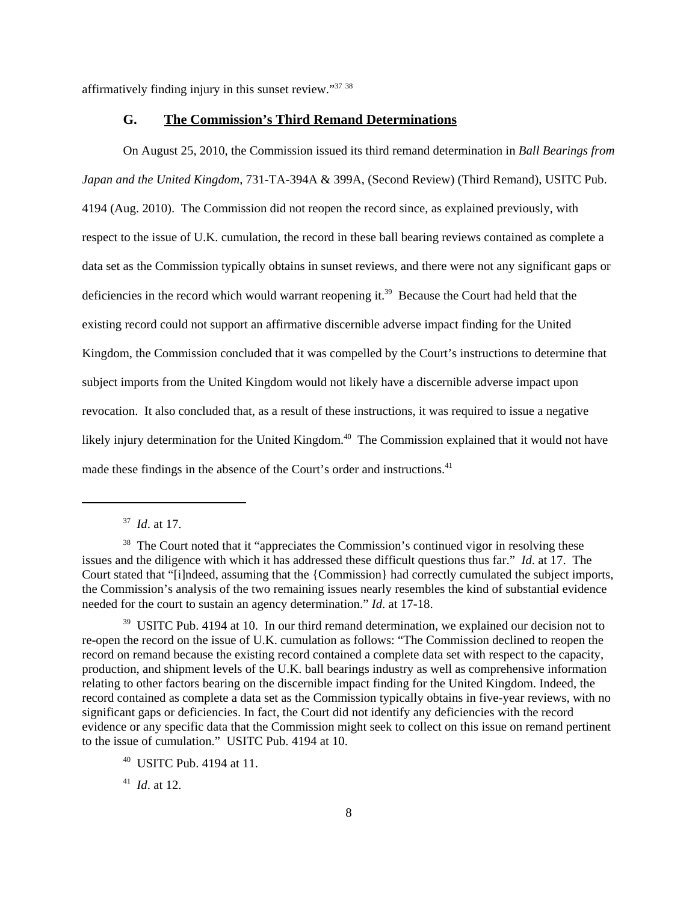affirmatively finding injury in this sunset review."[37] [38]

### G. The Commission's Third Remand Determinations

On August 25, 2010, the Commission issued its third remand determination in *Ball Bearings from Japan and the United Kingdom*, 731-TA-394A & 399A, (Second Review) (Third Remand), USITC Pub. 4194 (Aug. 2010). The Commission did not reopen the record since, as explained previously, with respect to the issue of U.K. cumulation, the record in these ball bearing reviews contained as complete a data set as the Commission typically obtains in sunset reviews, and there were not any significant gaps or deficiencies in the record which would warrant reopening it.[39] Because the Court had held that the existing record could not support an affirmative discernible adverse impact finding for the United Kingdom, the Commission concluded that it was compelled by the Court's instructions to determine that subject imports from the United Kingdom would not likely have a discernible adverse impact upon revocation. It also concluded that, as a result of these instructions, it was required to issue a negative likely injury determination for the United Kingdom.[40] The Commission explained that it would not have made these findings in the absence of the Court's order and instructions.[41]

---

[37] *Id*. at 17.

[38] The Court noted that it "appreciates the Commission's continued vigor in resolving these issues and the diligence with which it has addressed these difficult questions thus far." *Id*. at 17. The Court stated that "[i]ndeed, assuming that the {Commission} had correctly cumulated the subject imports, the Commission's analysis of the two remaining issues nearly resembles the kind of substantial evidence needed for the court to sustain an agency determination." *Id*. at 17-18.

[39] USITC Pub. 4194 at 10. In our third remand determination, we explained our decision not to re-open the record on the issue of U.K. cumulation as follows: "The Commission declined to reopen the record on remand because the existing record contained a complete data set with respect to the capacity, production, and shipment levels of the U.K. ball bearings industry as well as comprehensive information relating to other factors bearing on the discernible impact finding for the United Kingdom. Indeed, the record contained as complete a data set as the Commission typically obtains in five-year reviews, with no significant gaps or deficiencies. In fact, the Court did not identify any deficiencies with the record evidence or any specific data that the Commission might seek to collect on this issue on remand pertinent to the issue of cumulation." USITC Pub. 4194 at 10.

[40] USITC Pub. 4194 at 11.

[41] *Id*. at 12.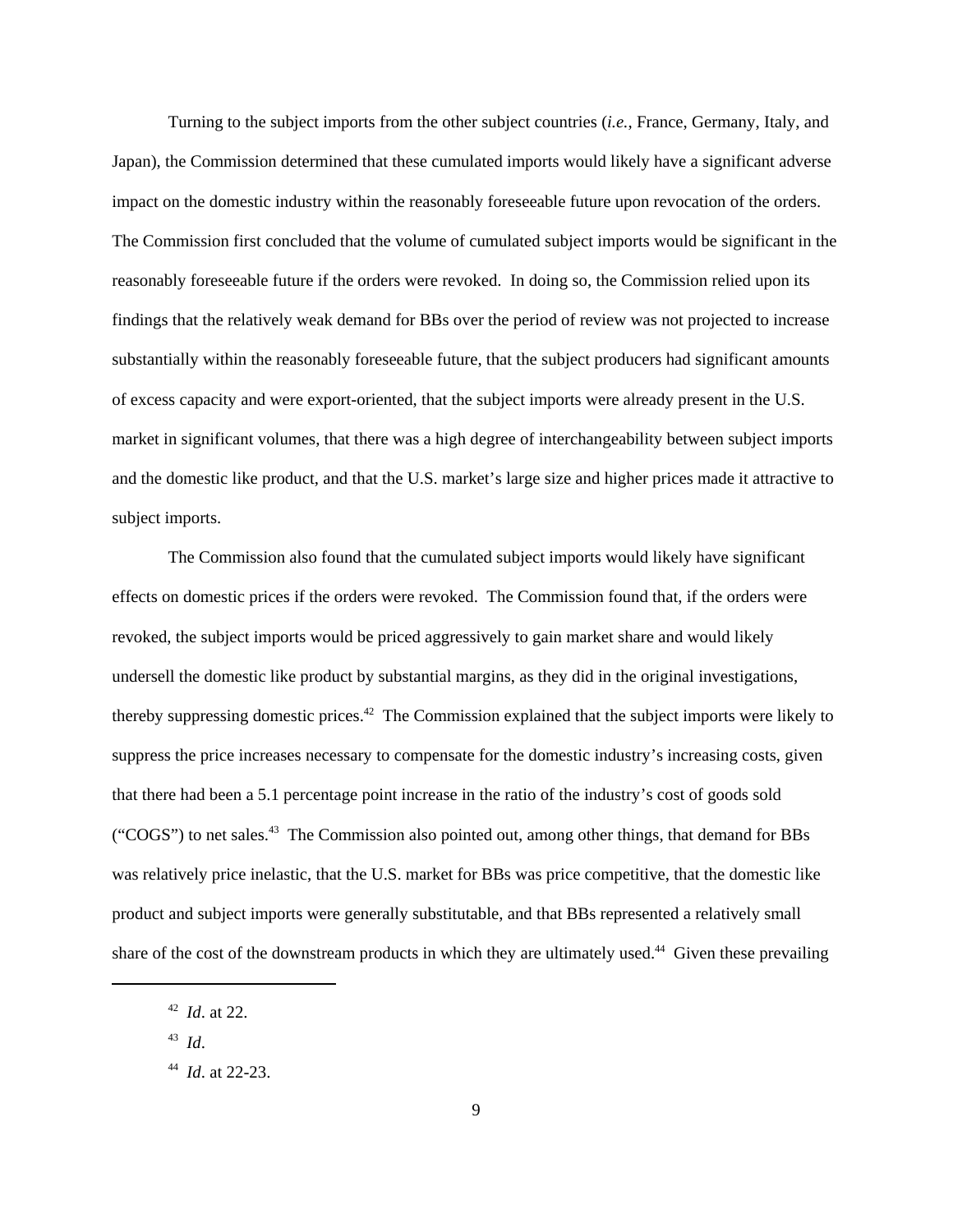Turning to the subject imports from the other subject countries (*i.e.*, France, Germany, Italy, and Japan), the Commission determined that these cumulated imports would likely have a significant adverse impact on the domestic industry within the reasonably foreseeable future upon revocation of the orders. The Commission first concluded that the volume of cumulated subject imports would be significant in the reasonably foreseeable future if the orders were revoked. In doing so, the Commission relied upon its findings that the relatively weak demand for BBs over the period of review was not projected to increase substantially within the reasonably foreseeable future, that the subject producers had significant amounts of excess capacity and were export-oriented, that the subject imports were already present in the U.S. market in significant volumes, that there was a high degree of interchangeability between subject imports and the domestic like product, and that the U.S. market's large size and higher prices made it attractive to subject imports.

The Commission also found that the cumulated subject imports would likely have significant effects on domestic prices if the orders were revoked. The Commission found that, if the orders were revoked, the subject imports would be priced aggressively to gain market share and would likely undersell the domestic like product by substantial margins, as they did in the original investigations, thereby suppressing domestic prices.[42] The Commission explained that the subject imports were likely to suppress the price increases necessary to compensate for the domestic industry's increasing costs, given that there had been a 5.1 percentage point increase in the ratio of the industry's cost of goods sold ("COGS") to net sales.[43] The Commission also pointed out, among other things, that demand for BBs was relatively price inelastic, that the U.S. market for BBs was price competitive, that the domestic like product and subject imports were generally substitutable, and that BBs represented a relatively small share of the cost of the downstream products in which they are ultimately used.[44] Given these prevailing

---

[42] *Id*. at 22.

[43] *Id*.

[44] *Id*. at 22-23.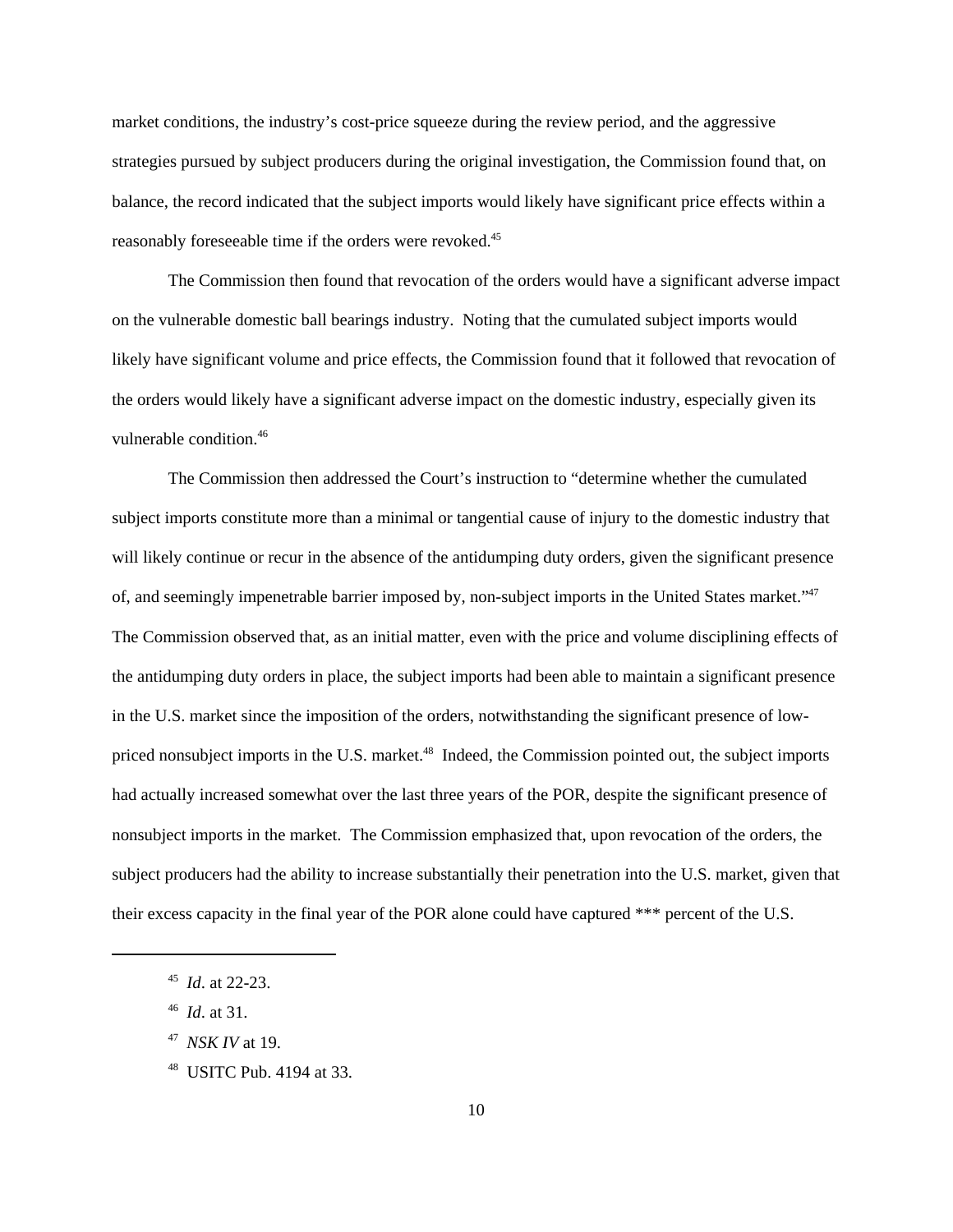market conditions, the industry's cost-price squeeze during the review period, and the aggressive strategies pursued by subject producers during the original investigation, the Commission found that, on balance, the record indicated that the subject imports would likely have significant price effects within a reasonably foreseeable time if the orders were revoked.[45]

The Commission then found that revocation of the orders would have a significant adverse impact on the vulnerable domestic ball bearings industry. Noting that the cumulated subject imports would likely have significant volume and price effects, the Commission found that it followed that revocation of the orders would likely have a significant adverse impact on the domestic industry, especially given its vulnerable condition.[46]

The Commission then addressed the Court's instruction to "determine whether the cumulated subject imports constitute more than a minimal or tangential cause of injury to the domestic industry that will likely continue or recur in the absence of the antidumping duty orders, given the significant presence of, and seemingly impenetrable barrier imposed by, non-subject imports in the United States market."[47] The Commission observed that, as an initial matter, even with the price and volume disciplining effects of the antidumping duty orders in place, the subject imports had been able to maintain a significant presence in the U.S. market since the imposition of the orders, notwithstanding the significant presence of low-priced nonsubject imports in the U.S. market.[48] Indeed, the Commission pointed out, the subject imports had actually increased somewhat over the last three years of the POR, despite the significant presence of nonsubject imports in the market. The Commission emphasized that, upon revocation of the orders, the subject producers had the ability to increase substantially their penetration into the U.S. market, given that their excess capacity in the final year of the POR alone could have captured *** percent of the U.S.

---

[45] *Id*. at 22-23.

[46] *Id*. at 31.

[47] *NSK IV* at 19.

[48] USITC Pub. 4194 at 33.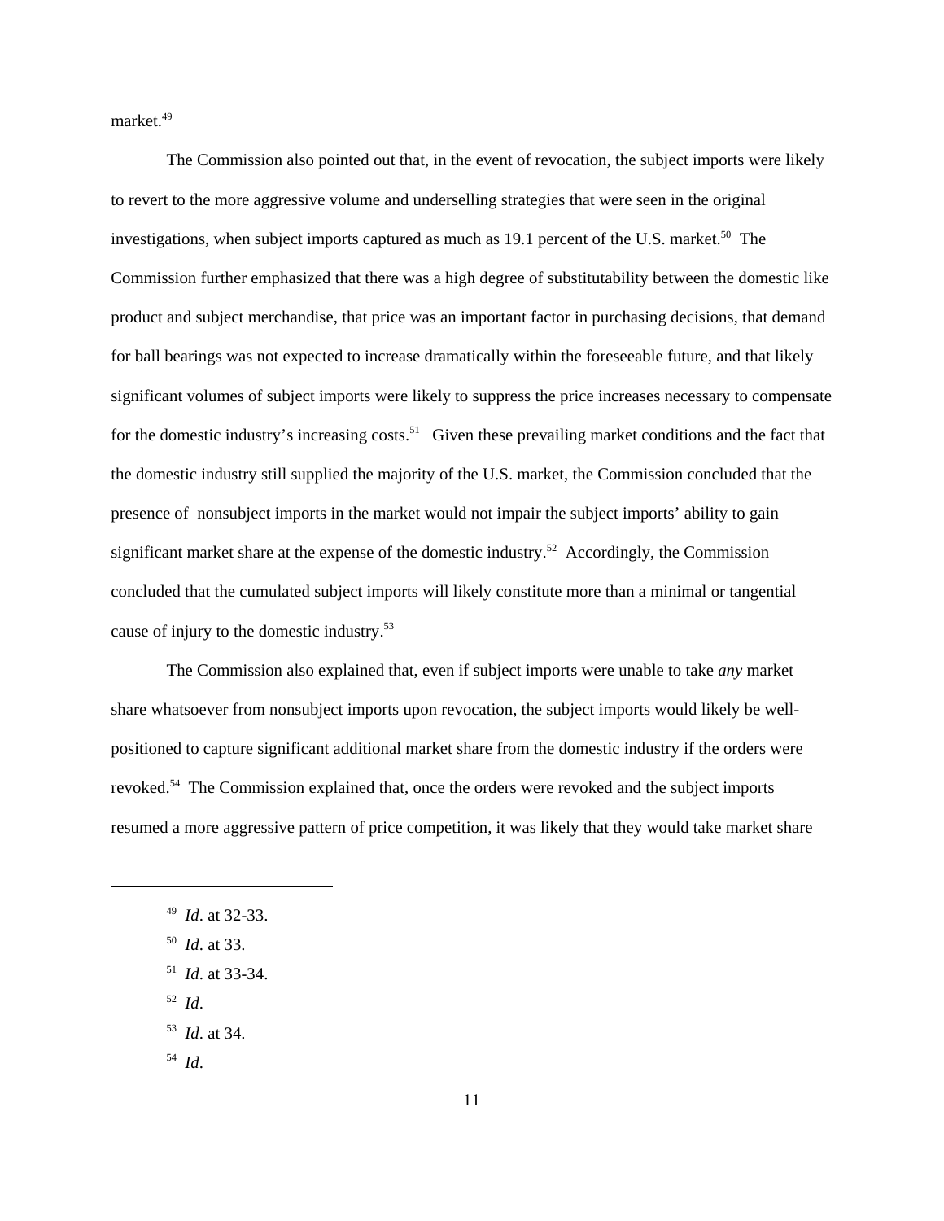market.[49]

The Commission also pointed out that, in the event of revocation, the subject imports were likely to revert to the more aggressive volume and underselling strategies that were seen in the original investigations, when subject imports captured as much as 19.1 percent of the U.S. market.[50] The Commission further emphasized that there was a high degree of substitutability between the domestic like product and subject merchandise, that price was an important factor in purchasing decisions, that demand for ball bearings was not expected to increase dramatically within the foreseeable future, and that likely significant volumes of subject imports were likely to suppress the price increases necessary to compensate for the domestic industry's increasing costs.[51] Given these prevailing market conditions and the fact that the domestic industry still supplied the majority of the U.S. market, the Commission concluded that the presence of nonsubject imports in the market would not impair the subject imports' ability to gain significant market share at the expense of the domestic industry.[52] Accordingly, the Commission concluded that the cumulated subject imports will likely constitute more than a minimal or tangential cause of injury to the domestic industry.[53]

The Commission also explained that, even if subject imports were unable to take *any* market share whatsoever from nonsubject imports upon revocation, the subject imports would likely be well-positioned to capture significant additional market share from the domestic industry if the orders were revoked.[54] The Commission explained that, once the orders were revoked and the subject imports resumed a more aggressive pattern of price competition, it was likely that they would take market share

---

[49] *Id*. at 32-33.

[50] *Id*. at 33.

[51] *Id*. at 33-34.

[52] *Id*.

[53] *Id*. at 34.

[54] *Id*.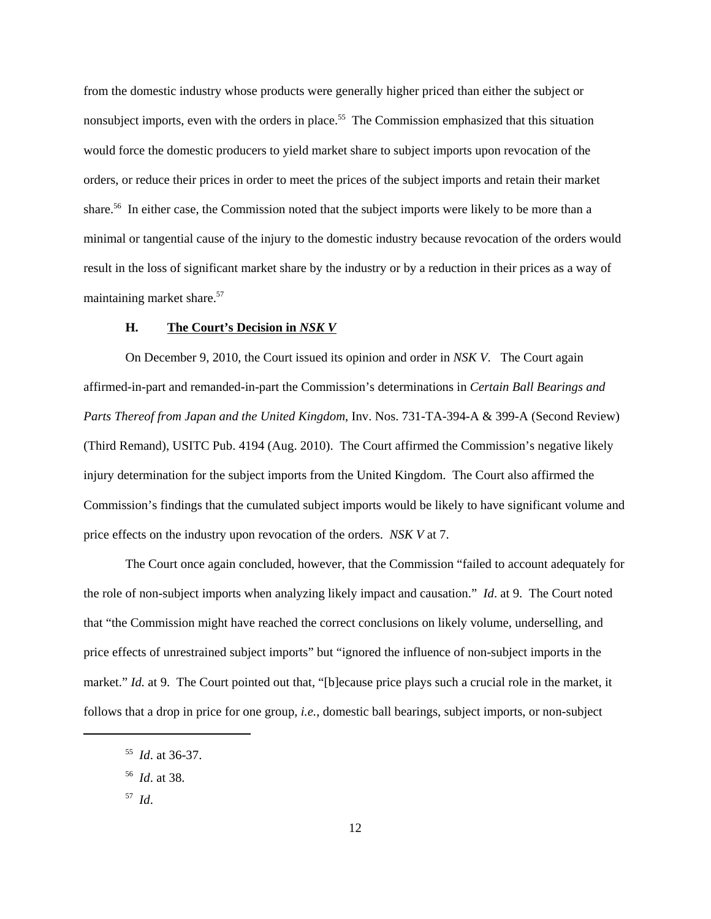from the domestic industry whose products were generally higher priced than either the subject or nonsubject imports, even with the orders in place.[55] The Commission emphasized that this situation would force the domestic producers to yield market share to subject imports upon revocation of the orders, or reduce their prices in order to meet the prices of the subject imports and retain their market share.[56] In either case, the Commission noted that the subject imports were likely to be more than a minimal or tangential cause of the injury to the domestic industry because revocation of the orders would result in the loss of significant market share by the industry or by a reduction in their prices as a way of maintaining market share.[57]

### H. The Court's Decision in *NSK V*

On December 9, 2010, the Court issued its opinion and order in *NSK V*. The Court again affirmed-in-part and remanded-in-part the Commission's determinations in *Certain Ball Bearings and Parts Thereof from Japan and the United Kingdom*, Inv. Nos. 731-TA-394-A & 399-A (Second Review) (Third Remand), USITC Pub. 4194 (Aug. 2010). The Court affirmed the Commission's negative likely injury determination for the subject imports from the United Kingdom. The Court also affirmed the Commission's findings that the cumulated subject imports would be likely to have significant volume and price effects on the industry upon revocation of the orders. *NSK V* at 7.

The Court once again concluded, however, that the Commission "failed to account adequately for the role of non-subject imports when analyzing likely impact and causation." *Id*. at 9. The Court noted that "the Commission might have reached the correct conclusions on likely volume, underselling, and price effects of unrestrained subject imports" but "ignored the influence of non-subject imports in the market." *Id.* at 9. The Court pointed out that, "[b]ecause price plays such a crucial role in the market, it follows that a drop in price for one group, *i.e.,* domestic ball bearings, subject imports, or non-subject

---

[55] *Id*. at 36-37.

[56] *Id*. at 38.

[57] *Id*.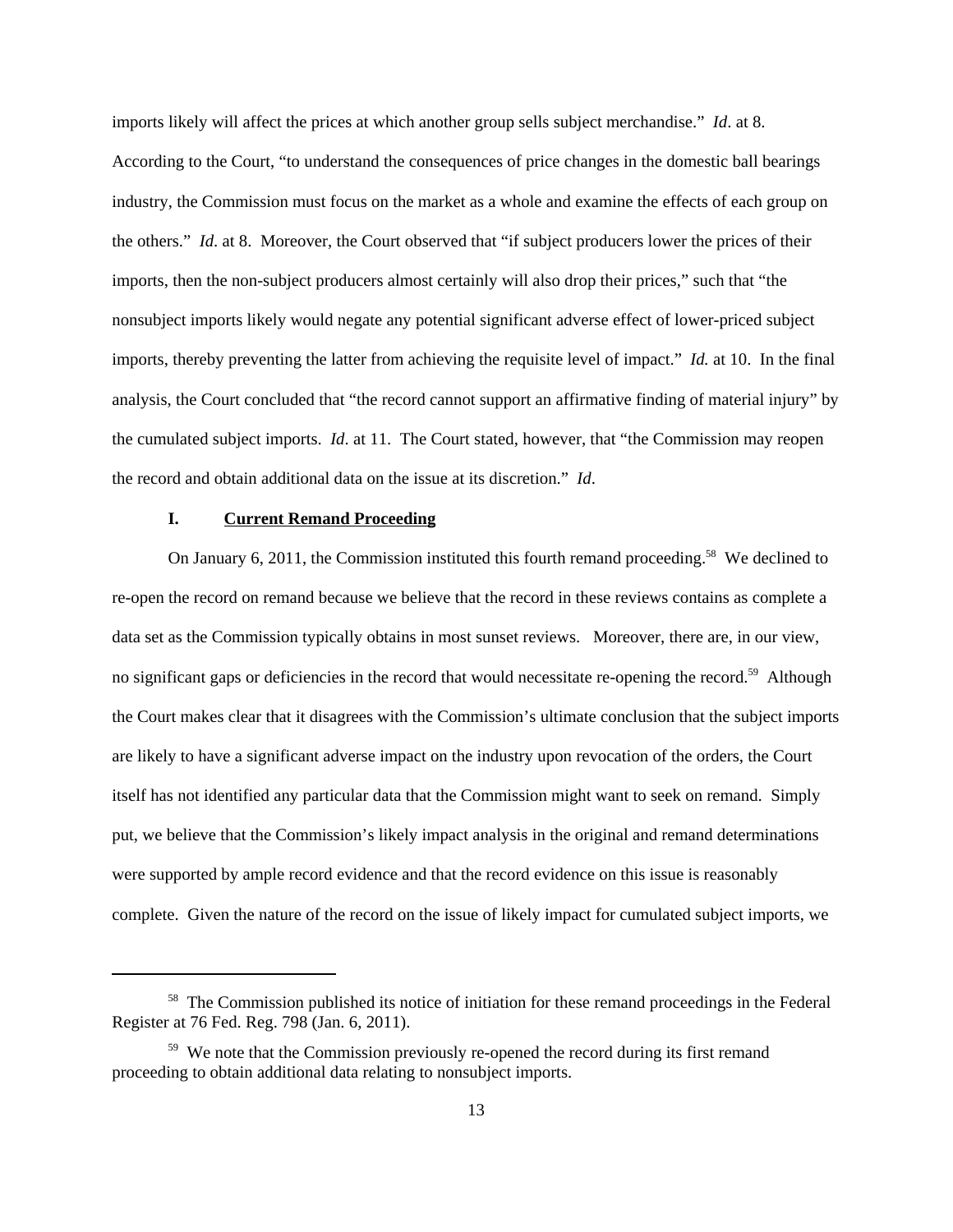imports likely will affect the prices at which another group sells subject merchandise." *Id*. at 8. According to the Court, "to understand the consequences of price changes in the domestic ball bearings industry, the Commission must focus on the market as a whole and examine the effects of each group on the others." *Id*. at 8. Moreover, the Court observed that "if subject producers lower the prices of their imports, then the non-subject producers almost certainly will also drop their prices," such that "the nonsubject imports likely would negate any potential significant adverse effect of lower-priced subject imports, thereby preventing the latter from achieving the requisite level of impact." *Id.* at 10. In the final analysis, the Court concluded that "the record cannot support an affirmative finding of material injury" by the cumulated subject imports. *Id*. at 11. The Court stated, however, that "the Commission may reopen the record and obtain additional data on the issue at its discretion." *Id*.

### I. Current Remand Proceeding

On January 6, 2011, the Commission instituted this fourth remand proceeding.[58] We declined to re-open the record on remand because we believe that the record in these reviews contains as complete a data set as the Commission typically obtains in most sunset reviews. Moreover, there are, in our view, no significant gaps or deficiencies in the record that would necessitate re-opening the record.[59] Although the Court makes clear that it disagrees with the Commission's ultimate conclusion that the subject imports are likely to have a significant adverse impact on the industry upon revocation of the orders, the Court itself has not identified any particular data that the Commission might want to seek on remand. Simply put, we believe that the Commission's likely impact analysis in the original and remand determinations were supported by ample record evidence and that the record evidence on this issue is reasonably complete. Given the nature of the record on the issue of likely impact for cumulated subject imports, we

---

[58] The Commission published its notice of initiation for these remand proceedings in the Federal Register at 76 Fed. Reg. 798 (Jan. 6, 2011).

[59] We note that the Commission previously re-opened the record during its first remand proceeding to obtain additional data relating to nonsubject imports.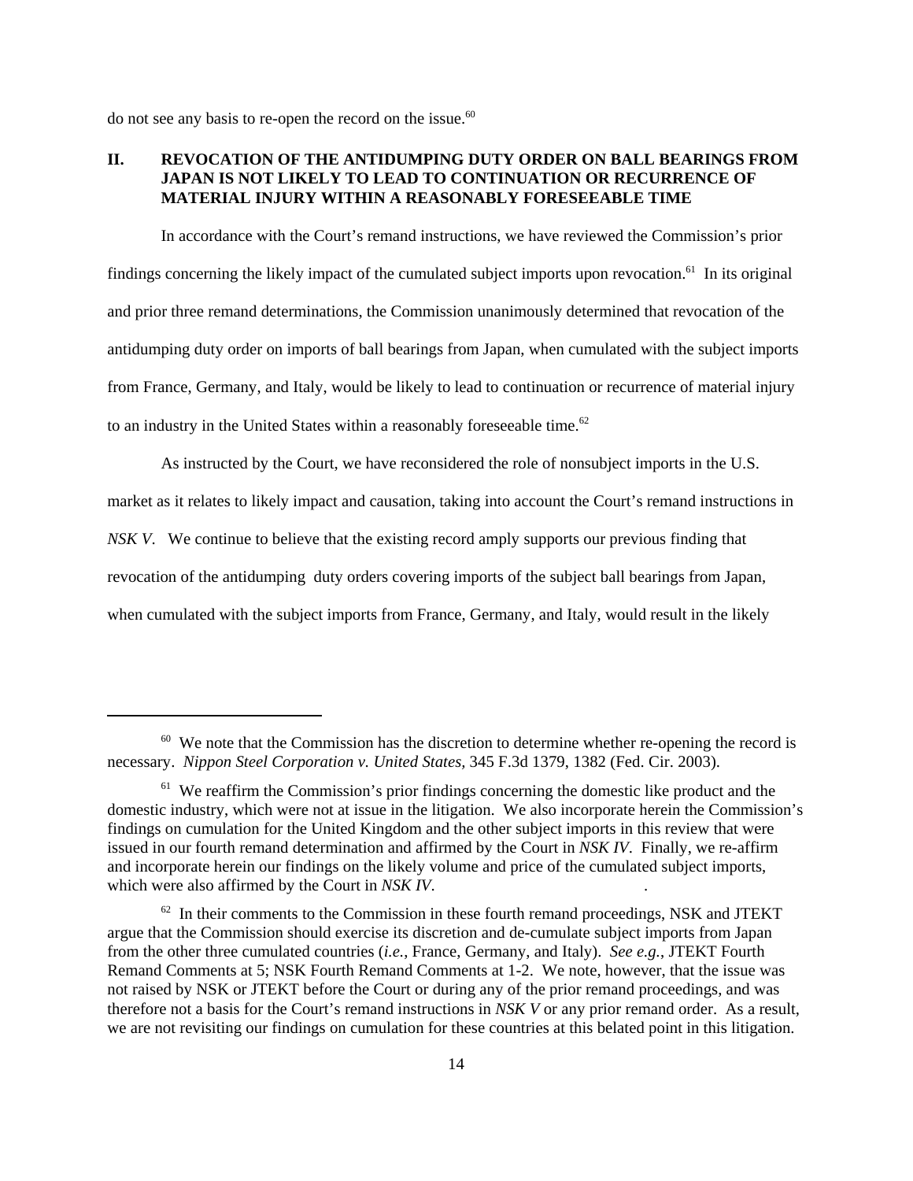do not see any basis to re-open the record on the issue.[60]

## II. REVOCATION OF THE ANTIDUMPING DUTY ORDER ON BALL BEARINGS FROM JAPAN IS NOT LIKELY TO LEAD TO CONTINUATION OR RECURRENCE OF MATERIAL INJURY WITHIN A REASONABLY FORESEEABLE TIME

In accordance with the Court's remand instructions, we have reviewed the Commission's prior findings concerning the likely impact of the cumulated subject imports upon revocation.[61] In its original and prior three remand determinations, the Commission unanimously determined that revocation of the antidumping duty order on imports of ball bearings from Japan, when cumulated with the subject imports from France, Germany, and Italy, would be likely to lead to continuation or recurrence of material injury to an industry in the United States within a reasonably foreseeable time.[62]

As instructed by the Court, we have reconsidered the role of nonsubject imports in the U.S. market as it relates to likely impact and causation, taking into account the Court's remand instructions in *NSK V*. We continue to believe that the existing record amply supports our previous finding that revocation of the antidumping duty orders covering imports of the subject ball bearings from Japan, when cumulated with the subject imports from France, Germany, and Italy, would result in the likely

---

[60] We note that the Commission has the discretion to determine whether re-opening the record is necessary. *Nippon Steel Corporation v. United States,* 345 F.3d 1379, 1382 (Fed. Cir. 2003).

[61] We reaffirm the Commission's prior findings concerning the domestic like product and the domestic industry, which were not at issue in the litigation. We also incorporate herein the Commission's findings on cumulation for the United Kingdom and the other subject imports in this review that were issued in our fourth remand determination and affirmed by the Court in *NSK IV*. Finally, we re-affirm and incorporate herein our findings on the likely volume and price of the cumulated subject imports, which were also affirmed by the Court in *NSK IV*.

[62] In their comments to the Commission in these fourth remand proceedings, NSK and JTEKT argue that the Commission should exercise its discretion and de-cumulate subject imports from Japan from the other three cumulated countries (*i.e.*, France, Germany, and Italy). *See e.g.*, JTEKT Fourth Remand Comments at 5; NSK Fourth Remand Comments at 1-2. We note, however, that the issue was not raised by NSK or JTEKT before the Court or during any of the prior remand proceedings, and was therefore not a basis for the Court's remand instructions in *NSK V* or any prior remand order. As a result, we are not revisiting our findings on cumulation for these countries at this belated point in this litigation.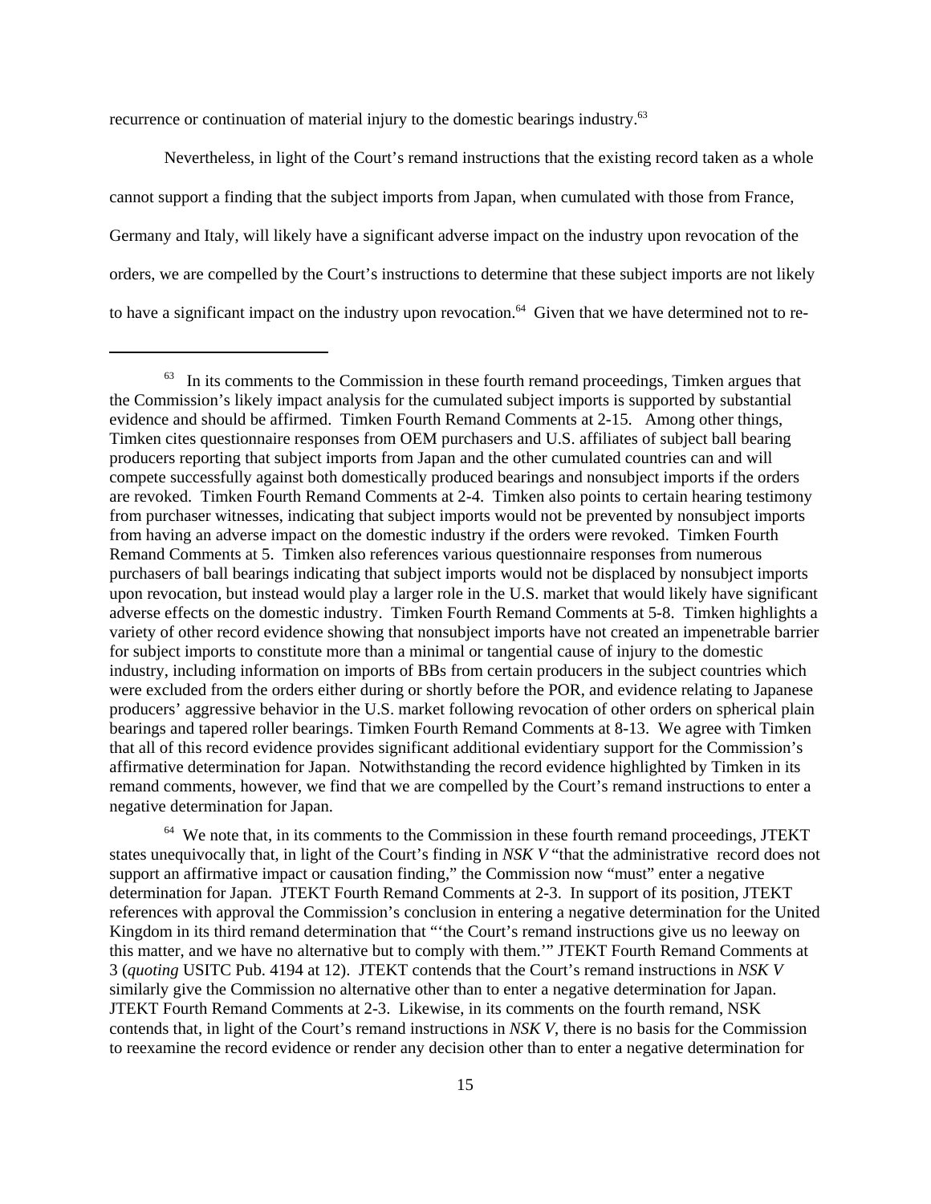recurrence or continuation of material injury to the domestic bearings industry.[63]

Nevertheless, in light of the Court's remand instructions that the existing record taken as a whole cannot support a finding that the subject imports from Japan, when cumulated with those from France, Germany and Italy, will likely have a significant adverse impact on the industry upon revocation of the orders, we are compelled by the Court's instructions to determine that these subject imports are not likely to have a significant impact on the industry upon revocation.[64] Given that we have determined not to re-

---

[63] In its comments to the Commission in these fourth remand proceedings, Timken argues that the Commission's likely impact analysis for the cumulated subject imports is supported by substantial evidence and should be affirmed. Timken Fourth Remand Comments at 2-15. Among other things, Timken cites questionnaire responses from OEM purchasers and U.S. affiliates of subject ball bearing producers reporting that subject imports from Japan and the other cumulated countries can and will compete successfully against both domestically produced bearings and nonsubject imports if the orders are revoked. Timken Fourth Remand Comments at 2-4. Timken also points to certain hearing testimony from purchaser witnesses, indicating that subject imports would not be prevented by nonsubject imports from having an adverse impact on the domestic industry if the orders were revoked. Timken Fourth Remand Comments at 5. Timken also references various questionnaire responses from numerous purchasers of ball bearings indicating that subject imports would not be displaced by nonsubject imports upon revocation, but instead would play a larger role in the U.S. market that would likely have significant adverse effects on the domestic industry. Timken Fourth Remand Comments at 5-8. Timken highlights a variety of other record evidence showing that nonsubject imports have not created an impenetrable barrier for subject imports to constitute more than a minimal or tangential cause of injury to the domestic industry, including information on imports of BBs from certain producers in the subject countries which were excluded from the orders either during or shortly before the POR, and evidence relating to Japanese producers' aggressive behavior in the U.S. market following revocation of other orders on spherical plain bearings and tapered roller bearings. Timken Fourth Remand Comments at 8-13. We agree with Timken that all of this record evidence provides significant additional evidentiary support for the Commission's affirmative determination for Japan. Notwithstanding the record evidence highlighted by Timken in its remand comments, however, we find that we are compelled by the Court's remand instructions to enter a negative determination for Japan.

[64] We note that, in its comments to the Commission in these fourth remand proceedings, JTEKT states unequivocally that, in light of the Court's finding in *NSK V* "that the administrative record does not support an affirmative impact or causation finding," the Commission now "must" enter a negative determination for Japan. JTEKT Fourth Remand Comments at 2-3. In support of its position, JTEKT references with approval the Commission's conclusion in entering a negative determination for the United Kingdom in its third remand determination that "'the Court's remand instructions give us no leeway on this matter, and we have no alternative but to comply with them.'" JTEKT Fourth Remand Comments at 3 (*quoting* USITC Pub. 4194 at 12). JTEKT contends that the Court's remand instructions in *NSK V* similarly give the Commission no alternative other than to enter a negative determination for Japan. JTEKT Fourth Remand Comments at 2-3. Likewise, in its comments on the fourth remand, NSK contends that, in light of the Court's remand instructions in *NSK V*, there is no basis for the Commission to reexamine the record evidence or render any decision other than to enter a negative determination for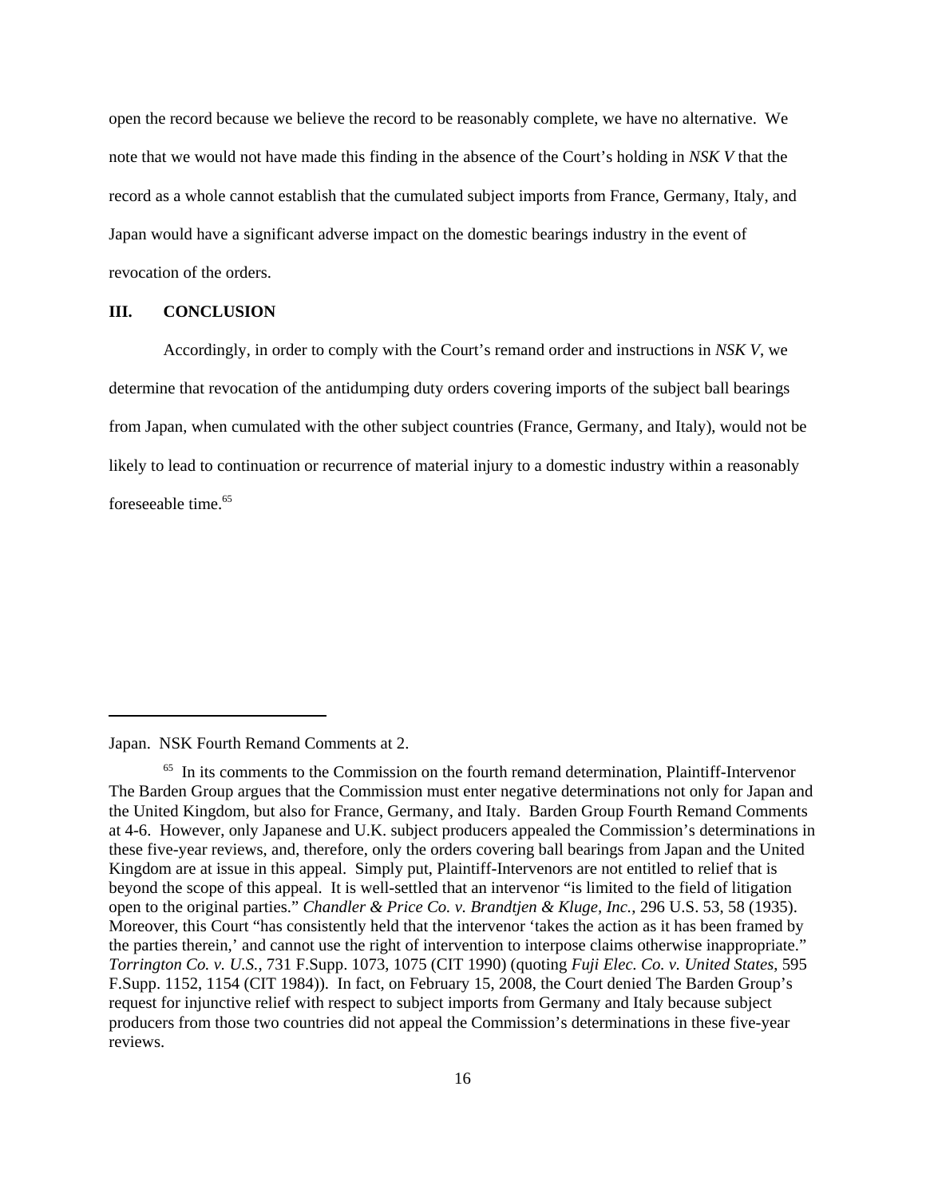open the record because we believe the record to be reasonably complete, we have no alternative. We note that we would not have made this finding in the absence of the Court's holding in *NSK V* that the record as a whole cannot establish that the cumulated subject imports from France, Germany, Italy, and Japan would have a significant adverse impact on the domestic bearings industry in the event of revocation of the orders.

## III. CONCLUSION

Accordingly, in order to comply with the Court's remand order and instructions in *NSK V*, we determine that revocation of the antidumping duty orders covering imports of the subject ball bearings from Japan, when cumulated with the other subject countries (France, Germany, and Italy), would not be likely to lead to continuation or recurrence of material injury to a domestic industry within a reasonably foreseeable time.[65]

---

Japan. NSK Fourth Remand Comments at 2.

[65] In its comments to the Commission on the fourth remand determination, Plaintiff-Intervenor The Barden Group argues that the Commission must enter negative determinations not only for Japan and the United Kingdom, but also for France, Germany, and Italy. Barden Group Fourth Remand Comments at 4-6. However, only Japanese and U.K. subject producers appealed the Commission's determinations in these five-year reviews, and, therefore, only the orders covering ball bearings from Japan and the United Kingdom are at issue in this appeal. Simply put, Plaintiff-Intervenors are not entitled to relief that is beyond the scope of this appeal. It is well-settled that an intervenor "is limited to the field of litigation open to the original parties." *Chandler & Price Co. v. Brandtjen & Kluge, Inc.*, 296 U.S. 53, 58 (1935). Moreover, this Court "has consistently held that the intervenor 'takes the action as it has been framed by the parties therein,' and cannot use the right of intervention to interpose claims otherwise inappropriate." *Torrington Co. v. U.S.*, 731 F.Supp. 1073, 1075 (CIT 1990) (quoting *Fuji Elec. Co. v. United States*, 595 F.Supp. 1152, 1154 (CIT 1984)). In fact, on February 15, 2008, the Court denied The Barden Group's request for injunctive relief with respect to subject imports from Germany and Italy because subject producers from those two countries did not appeal the Commission's determinations in these five-year reviews.